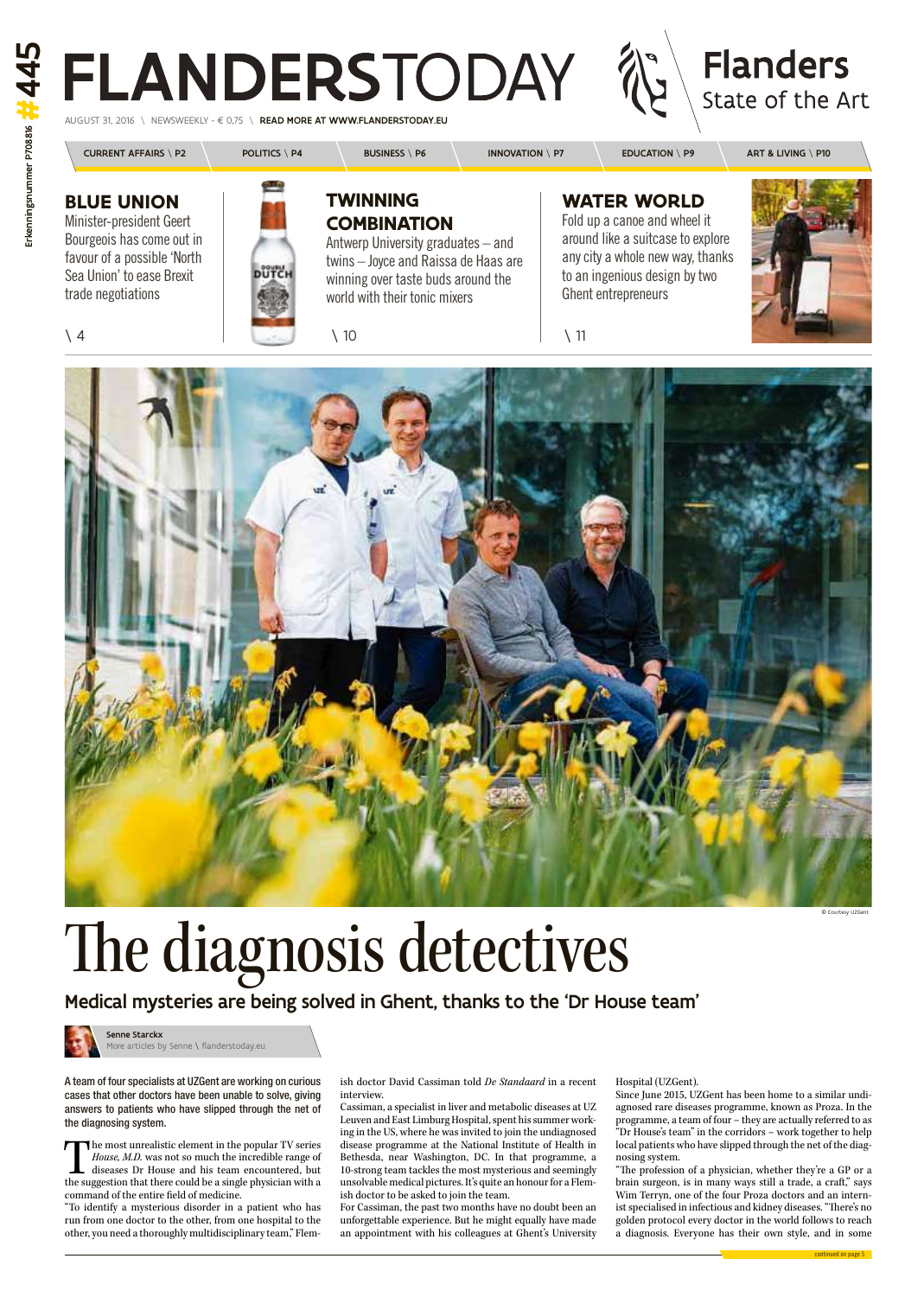# FLANDERSTODAY

AUGUST 31, 2016 \ NEWSWEEKLY - € 0,75 \ **READ MORE AT WWW.FLANDERSTODAY.EU**

Flanders State of the Art

Erkenningsnummer P708816 #445

CURRENT AFFAIRS \ P2 | POLITICS \ P4 | BUSINESS \ P6 | INNOVATION \ P7 | EDUCATION \ P9 | ART & LIVING \ P10

## BLUE UNION

Minister-president Geert Bourgeois has come out in favour of a possible 'North Sea Union' to ease Brexit trade negotiations

\ 4

## TWINNING COMBINATION

Antwerp University graduates – and twins – Joyce and Raissa de Haas are winning over taste buds around the world with their tonic mixers

\ 10

## WATER WORLD

Fold up a canoe and wheel it around like a suitcase to explore any city a whole new way, thanks to an ingenious design by two Ghent entrepreneurs

\ 11

© Courtesy UZGent

# The diagnosis detectives

### Medical mysteries are being solved in Ghent, thanks to the 'Dr House team'

**Senne Starckx**
More articles by Senne \ flanderstoday.eu

**A team of four specialists at UZGent are working on curious cases that other doctors have been unable to solve, giving answers to patients who have slipped through the net of the diagnosing system.**

The most unrealistic element in the popular TV series *House, M.D.* was not so much the incredible range of diseases Dr House and his team encountered, but the suggestion that there could be a single physician with a command of the entire field of medicine.

"To identify a mysterious disorder in a patient who has run from one doctor to the other, from one hospital to the other, you need a thoroughly multidisciplinary team," Flemish doctor David Cassiman told *De Standaard* in a recent interview.

Cassiman, a specialist in liver and metabolic diseases at UZ Leuven and East Limburg Hospital, spent his summer working in the US, where he was invited to join the undiagnosed disease programme at the National Institute of Health in Bethesda, near Washington, DC. In that programme, a 10-strong team tackles the most mysterious and seemingly unsolvable medical pictures. It's quite an honour for a Flemish doctor to be asked to join the team.

For Cassiman, the past two months have no doubt been an unforgettable experience. But he might equally have made an appointment with his colleagues at Ghent's University Hospital (UZGent).

Since June 2015, UZGent has been home to a similar undiagnosed rare diseases programme, known as Proza. In the programme, a team of four – they are actually referred to as "Dr House's team" in the corridors – work together to help local patients who have slipped through the net of the diagnosing system.

"The profession of a physician, whether they're a GP or a brain surgeon, is in many ways still a trade, a craft," says Wim Terryn, one of the four Proza doctors and an internist specialised in infectious and kidney diseases. "There's no golden protocol every doctor in the world follows to reach a diagnosis. Everyone has their own style, and in some

continued on page 5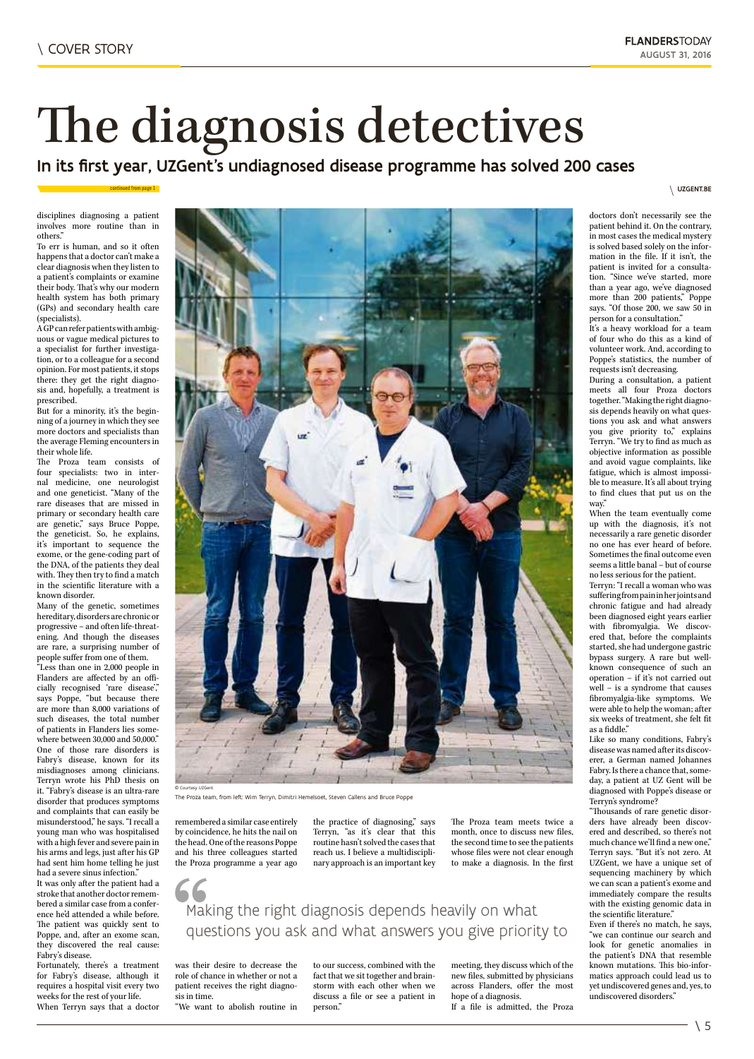# The diagnosis detectives

## In its first year, UZGent's undiagnosed disease programme has solved 200 cases

continued from page 1

\ UZGENT.BE

disciplines diagnosing a patient involves more routine than in others."

To err is human, and so it often happens that a doctor can't make a clear diagnosis when they listen to a patient's complaints or examine their body. That's why our modern health system has both primary (GPs) and secondary health care (specialists).

A GP can refer patients with ambiguous or vague medical pictures to a specialist for further investigation, or to a colleague for a second opinion. For most patients, it stops there: they get the right diagnosis and, hopefully, a treatment is prescribed.

But for a minority, it's the beginning of a journey in which they see more doctors and specialists than the average Fleming encounters in their whole life.

The Proza team consists of four specialists: two in internal medicine, one neurologist and one geneticist. "Many of the rare diseases that are missed in primary or secondary health care are genetic," says Bruce Poppe, the geneticist. So, he explains, it's important to sequence the exome, or the gene-coding part of the DNA, of the patients they deal with. They then try to find a match in the scientific literature with a known disorder.

Many of the genetic, sometimes hereditary, disorders are chronic or progressive – and often life-threatening. And though the diseases are rare, a surprising number of people suffer from one of them.

"Less than one in 2,000 people in Flanders are affected by an officially recognised 'rare disease'," says Poppe, "but because there are more than 8,000 variations of such diseases, the total number of patients in Flanders lies somewhere between 30,000 and 50,000."

One of those rare disorders is Fabry's disease, known for its misdiagnoses among clinicians. Terryn wrote his PhD thesis on it. "Fabry's disease is an ultra-rare disorder that produces symptoms and complaints that can easily be misunderstood," he says. "I recall a young man who was hospitalised with a high fever and severe pain in his arms and legs, just after his GP had sent him home telling he just had a severe sinus infection."

It was only after the patient had a stroke that another doctor remembered a similar case from a conference he'd attended a while before. The patient was quickly sent to Poppe, and, after an exome scan, they discovered the real cause: Fabry's disease.

Fortunately, there's a treatment for Fabry's disease, although it requires a hospital visit every two weeks for the rest of your life.

When Terryn says that a doctor remembered a similar case entirely by coincidence, he hits the nail on the head. One of the reasons Poppe and his three colleagues started the Proza programme a year ago was their desire to decrease the role of chance in whether or not a patient receives the right diagnosis in time.

"We want to abolish routine in the practice of diagnosing," says Terryn, "as it's clear that this routine hasn't solved the cases that reach us. I believe a multidisciplinary approach is an important key to our success, combined with the fact that we sit together and brainstorm with each other when we discuss a file or see a patient in person."

© Courtesy UZGent

The Proza team, from left: Wim Terryn, Dimitri Hemelsoet, Steven Callens and Bruce Poppe

> Making the right diagnosis depends heavily on what questions you ask and what answers you give priority to

The Proza team meets twice a month, once to discuss new files, the second time to see the patients whose files were not clear enough to make a diagnosis. In the first meeting, they discuss which of the new files, submitted by physicians across Flanders, offer the most hope of a diagnosis.

If a file is admitted, the Proza doctors don't necessarily see the patient behind it. On the contrary, in most cases the medical mystery is solved based solely on the information in the file. If it isn't, the patient is invited for a consultation. "Since we've started, more than a year ago, we've diagnosed more than 200 patients," Poppe says. "Of those 200, we saw 50 in person for a consultation."

It's a heavy workload for a team of four who do this as a kind of volunteer work. And, according to Poppe's statistics, the number of requests isn't decreasing.

During a consultation, a patient meets all four Proza doctors together. "Making the right diagnosis depends heavily on what questions you ask and what answers you give priority to," explains Terryn. "We try to find as much as objective information as possible and avoid vague complaints, like fatigue, which is almost impossible to measure. It's all about trying to find clues that put us on the way."

When the team eventually come up with the diagnosis, it's not necessarily a rare genetic disorder no one has ever heard of before. Sometimes the final outcome even seems a little banal – but of course no less serious for the patient.

Terryn: "I recall a woman who was suffering from pain in her joints and chronic fatigue and had already been diagnosed eight years earlier with fibromyalgia. We discovered that, before the complaints started, she had undergone gastric bypass surgery. A rare but well-known consequence of such an operation – if it's not carried out well – is a syndrome that causes fibromyalgia-like symptoms. We were able to help the woman; after six weeks of treatment, she felt fit as a fiddle."

Like so many conditions, Fabry's disease was named after its discoverer, a German named Johannes Fabry. Is there a chance that, someday, a patient at UZ Gent will be diagnosed with Poppe's disease or Terryn's syndrome?

"Thousands of rare genetic disorders have already been discovered and described, so there's not much chance we'll find a new one," Terryn says. "But it's not zero. At UZGent, we have a unique set of sequencing machinery by which we can scan a patient's exome and immediately compare the results with the existing genomic data in the scientific literature."

Even if there's no match, he says, "we can continue our search and look for genetic anomalies in the patient's DNA that resemble known mutations. This bio-informatics approach could lead us to yet undiscovered genes and, yes, to undiscovered disorders."